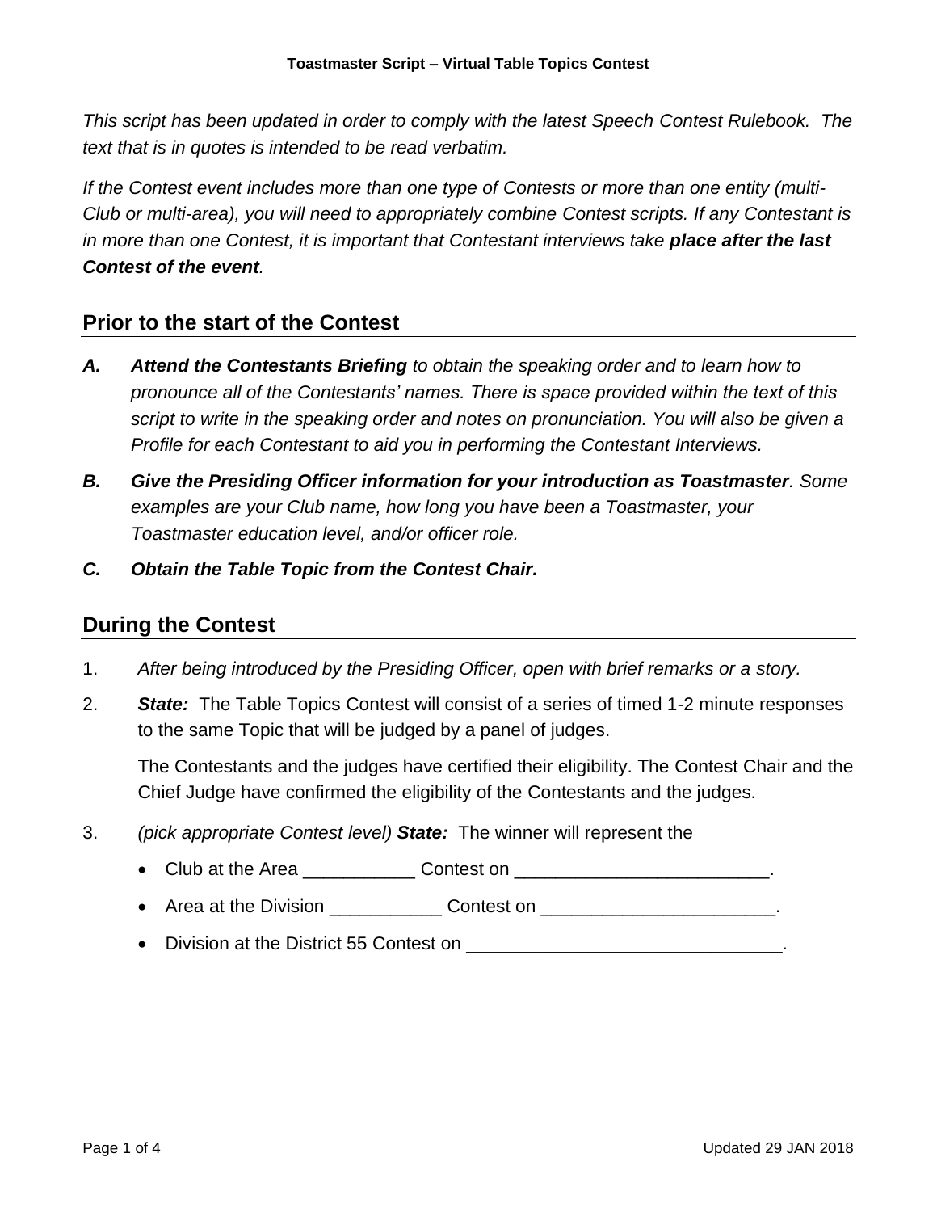**Toastmaster Script – Virtual Table Topics Contest**

*This script has been updated in order to comply with the latest Speech Contest Rulebook. The text that is in quotes is intended to be read verbatim.*

*If the Contest event includes more than one type of Contests or more than one entity (multi-Club or multi-area), you will need to appropriately combine Contest scripts. If any Contestant is in more than one Contest, it is important that Contestant interviews take **place after the last Contest of the event**.*

## Prior to the start of the Contest

- ***A.*** ***Attend the Contestants Briefing*** *to obtain the speaking order and to learn how to pronounce all of the Contestants' names. There is space provided within the text of this script to write in the speaking order and notes on pronunciation. You will also be given a Profile for each Contestant to aid you in performing the Contestant Interviews.*
- ***B.*** ***Give the Presiding Officer information for your introduction as Toastmaster****. Some examples are your Club name, how long you have been a Toastmaster, your Toastmaster education level, and/or officer role.*
- ***C.*** ***Obtain the Table Topic from the Contest Chair.***

## During the Contest

1. *After being introduced by the Presiding Officer, open with brief remarks or a story.*
2. ***State:*** The Table Topics Contest will consist of a series of timed 1-2 minute responses to the same Topic that will be judged by a panel of judges.

   The Contestants and the judges have certified their eligibility. The Contest Chair and the Chief Judge have confirmed the eligibility of the Contestants and the judges.
3. *(pick appropriate Contest level)* ***State:*** The winner will represent the
   - Club at the Area ___________ Contest on _________________________.
   - Area at the Division ___________ Contest on ______________________.
   - Division at the District 55 Contest on _______________________________.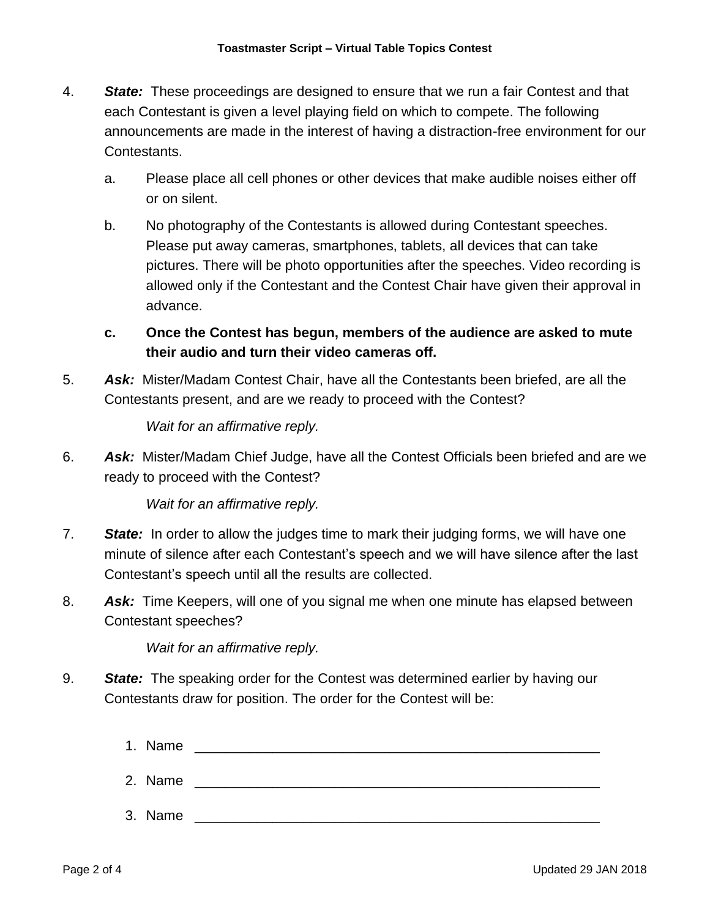4. ***State:*** These proceedings are designed to ensure that we run a fair Contest and that each Contestant is given a level playing field on which to compete. The following announcements are made in the interest of having a distraction-free environment for our Contestants.

   a. Please place all cell phones or other devices that make audible noises either off or on silent.

   b. No photography of the Contestants is allowed during Contestant speeches. Please put away cameras, smartphones, tablets, all devices that can take pictures. There will be photo opportunities after the speeches. Video recording is allowed only if the Contestant and the Contest Chair have given their approval in advance.

   **c. Once the Contest has begun, members of the audience are asked to mute their audio and turn their video cameras off.**

5. ***Ask:*** Mister/Madam Contest Chair, have all the Contestants been briefed, are all the Contestants present, and are we ready to proceed with the Contest?

   *Wait for an affirmative reply.*

6. ***Ask:*** Mister/Madam Chief Judge, have all the Contest Officials been briefed and are we ready to proceed with the Contest?

   *Wait for an affirmative reply.*

7. ***State:*** In order to allow the judges time to mark their judging forms, we will have one minute of silence after each Contestant's speech and we will have silence after the last Contestant's speech until all the results are collected.

8. ***Ask:*** Time Keepers, will one of you signal me when one minute has elapsed between Contestant speeches?

   *Wait for an affirmative reply.*

9. ***State:*** The speaking order for the Contest was determined earlier by having our Contestants draw for position. The order for the Contest will be:

   1. Name ____________________________________________________
   2. Name ____________________________________________________
   3. Name ____________________________________________________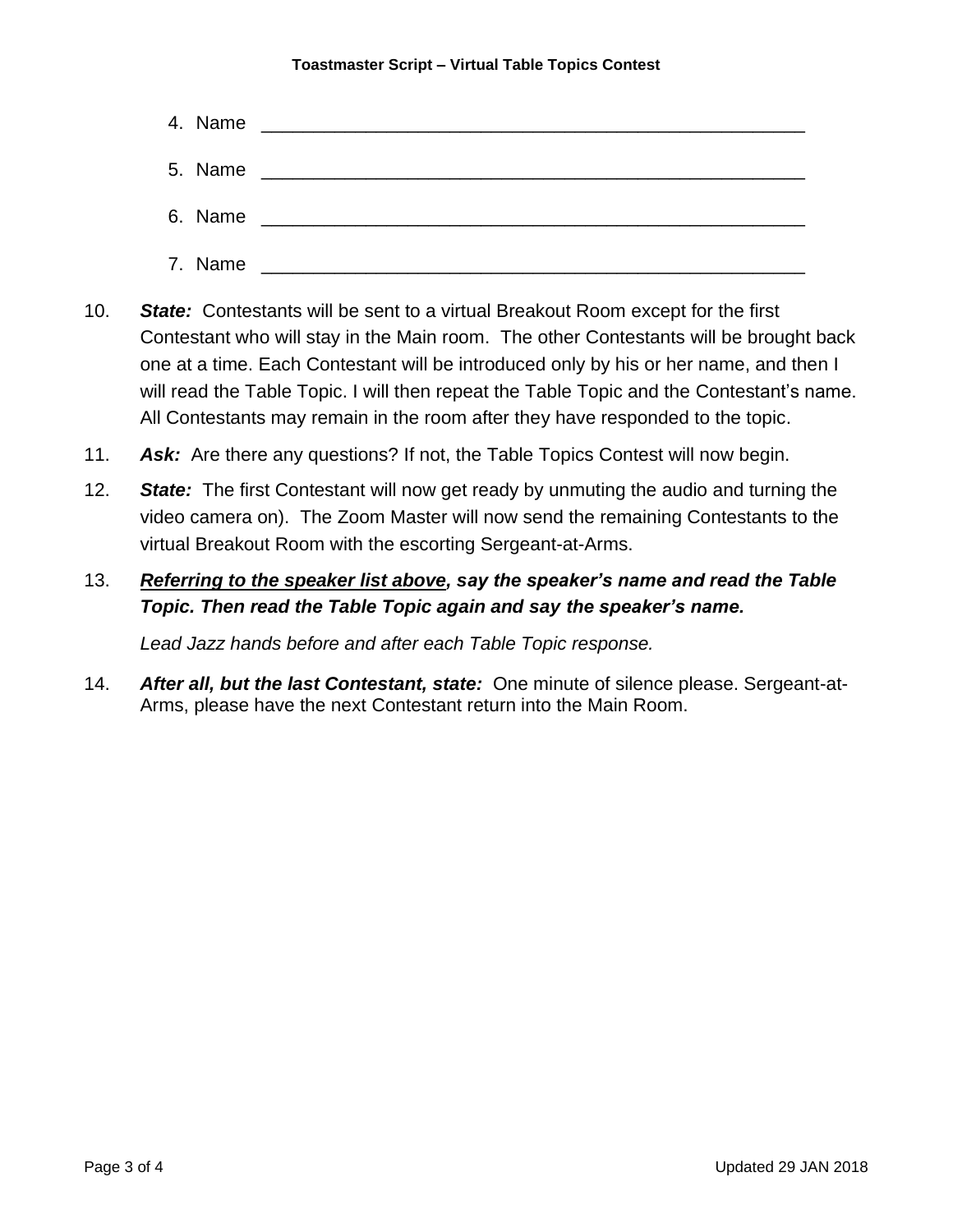4. Name ______________________________________________________

5. Name ______________________________________________________

6. Name ______________________________________________________

7. Name ______________________________________________________

10. ***State:*** Contestants will be sent to a virtual Breakout Room except for the first Contestant who will stay in the Main room. The other Contestants will be brought back one at a time. Each Contestant will be introduced only by his or her name, and then I will read the Table Topic. I will then repeat the Table Topic and the Contestant's name. All Contestants may remain in the room after they have responded to the topic.

11. ***Ask:*** Are there any questions? If not, the Table Topics Contest will now begin.

12. ***State:*** The first Contestant will now get ready by unmuting the audio and turning the video camera on). The Zoom Master will now send the remaining Contestants to the virtual Breakout Room with the escorting Sergeant-at-Arms.

13. ***<u>Referring to the speaker list above</u>, say the speaker's name and read the Table Topic. Then read the Table Topic again and say the speaker's name.***

    *Lead Jazz hands before and after each Table Topic response.*

14. ***After all, but the last Contestant, state:*** One minute of silence please. Sergeant-at-Arms, please have the next Contestant return into the Main Room.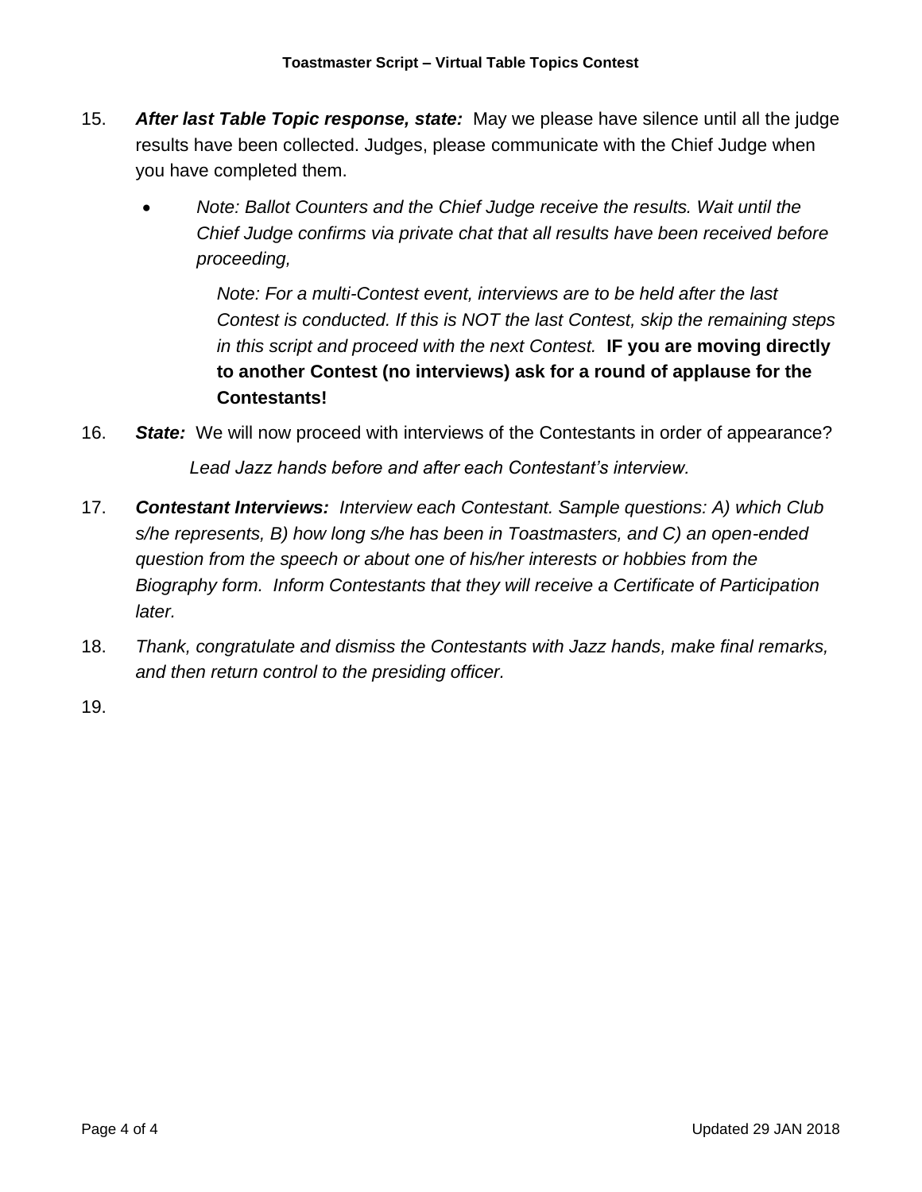15. ***After last Table Topic response, state:*** May we please have silence until all the judge results have been collected. Judges, please communicate with the Chief Judge when you have completed them.

    - *Note: Ballot Counters and the Chief Judge receive the results. Wait until the Chief Judge confirms via private chat that all results have been received before proceeding,*

      *Note: For a multi-Contest event, interviews are to be held after the last Contest is conducted. If this is NOT the last Contest, skip the remaining steps in this script and proceed with the next Contest.* **IF you are moving directly to another Contest (no interviews) ask for a round of applause for the Contestants!**

16. ***State:*** We will now proceed with interviews of the Contestants in order of appearance?

    *Lead Jazz hands before and after each Contestant's interview.*

17. ***Contestant Interviews:*** *Interview each Contestant. Sample questions: A) which Club s/he represents, B) how long s/he has been in Toastmasters, and C) an open-ended question from the speech or about one of his/her interests or hobbies from the Biography form. Inform Contestants that they will receive a Certificate of Participation later.*

18. *Thank, congratulate and dismiss the Contestants with Jazz hands, make final remarks, and then return control to the presiding officer.*

19.

Updated 29 JAN 2018